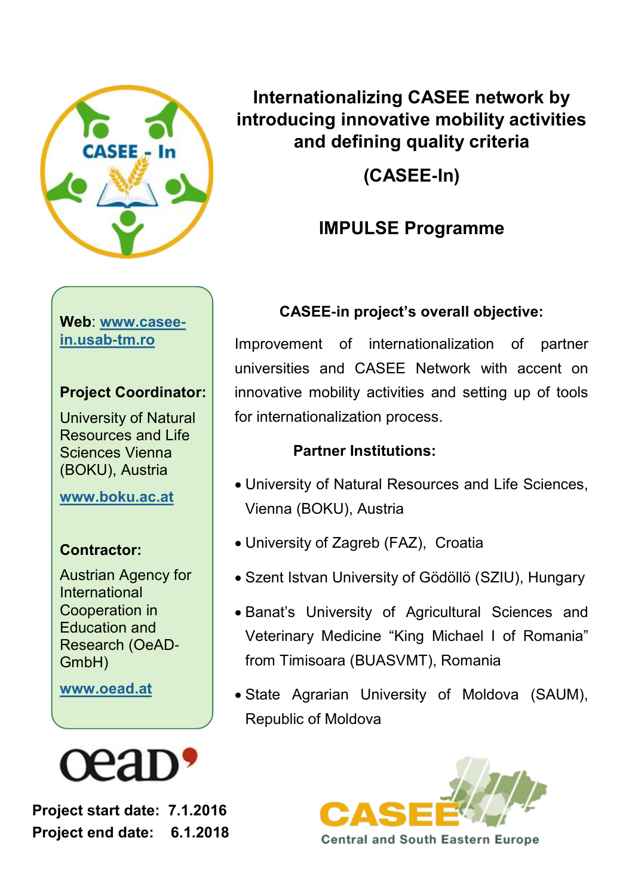# Internationalizing CASEE network by introducing innovative mobility activities and defining quality criteria

## (CASEE-In)

## IMPULSE Programme

**Web**: [www.casee-in.usab-tm.ro](www.casee-in.usab-tm.ro)

**Project Coordinator:**

University of Natural Resources and Life Sciences Vienna (BOKU), Austria

[www.boku.ac.at](www.boku.ac.at)

**Contractor:**

Austrian Agency for International Cooperation in Education and Research (OeAD-GmbH)

[www.oead.at](www.oead.at)

**Project start date: 7.1.2016**
**Project end date: 6.1.2018**

### CASEE-in project's overall objective:

Improvement of internationalization of partner universities and CASEE Network with accent on innovative mobility activities and setting up of tools for internationalization process.

### Partner Institutions:

- University of Natural Resources and Life Sciences, Vienna (BOKU), Austria
- University of Zagreb (FAZ), Croatia
- Szent Istvan University of Gödöllö (SZIU), Hungary
- Banat's University of Agricultural Sciences and Veterinary Medicine "King Michael I of Romania" from Timisoara (BUASVMT), Romania
- State Agrarian University of Moldova (SAUM), Republic of Moldova

CASEE Central and South Eastern Europe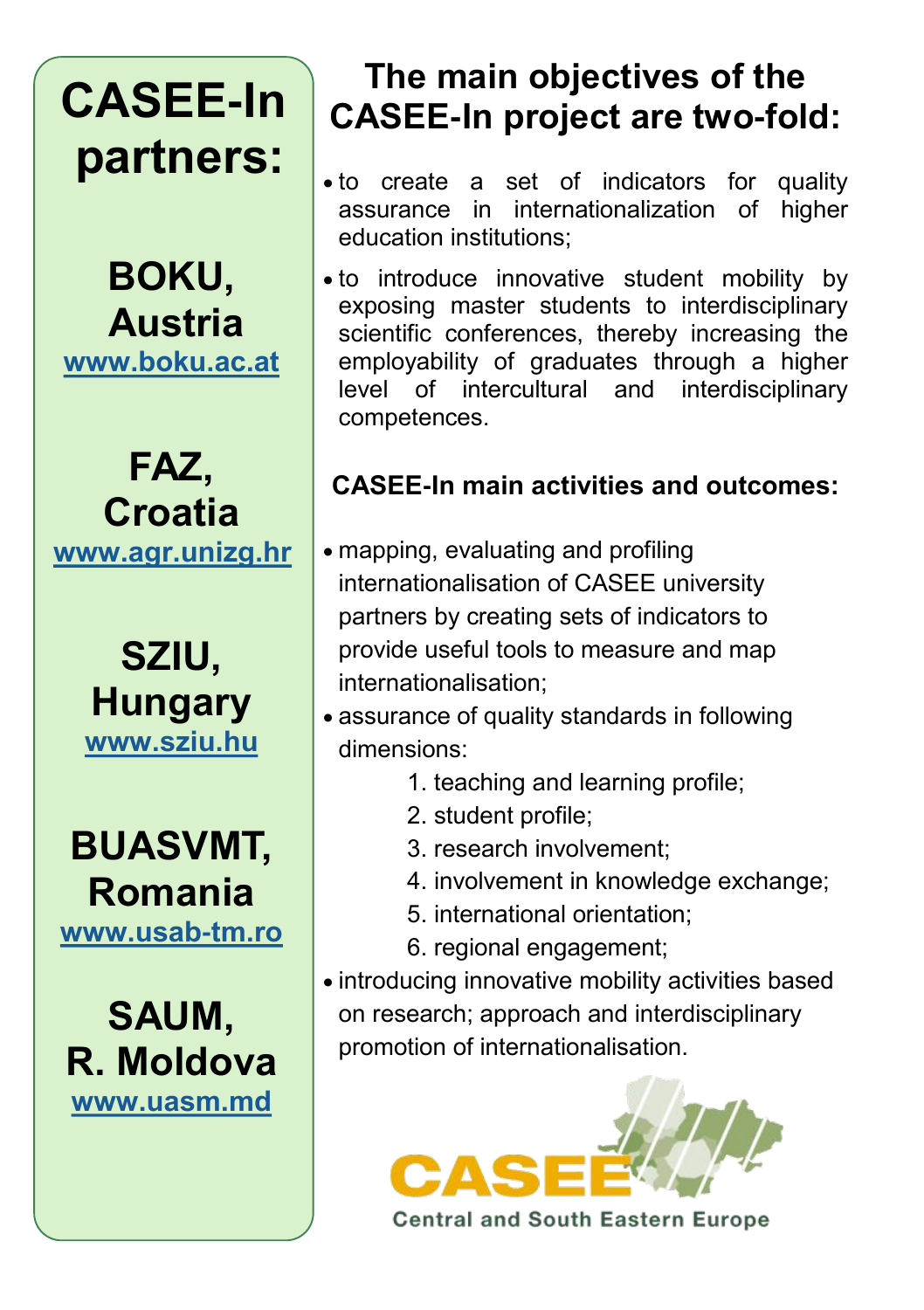# CASEE-In partners:

**BOKU, Austria**
www.boku.ac.at

**FAZ, Croatia**
www.agr.unizg.hr

**SZIU, Hungary**
www.sziu.hu

**BUASVMT, Romania**
www.usab-tm.ro

**SAUM, R. Moldova**
www.uasm.md

## The main objectives of the CASEE-In project are two-fold:

- to create a set of indicators for quality assurance in internationalization of higher education institutions;
- to introduce innovative student mobility by exposing master students to interdisciplinary scientific conferences, thereby increasing the employability of graduates through a higher level of intercultural and interdisciplinary competences.

### CASEE-In main activities and outcomes:

- mapping, evaluating and profiling internationalisation of CASEE university partners by creating sets of indicators to provide useful tools to measure and map internationalisation;
- assurance of quality standards in following dimensions:
  1. teaching and learning profile;
  2. student profile;
  3. research involvement;
  4. involvement in knowledge exchange;
  5. international orientation;
  6. regional engagement;
- introducing innovative mobility activities based on research; approach and interdisciplinary promotion of internationalisation.

CASEE
Central and South Eastern Europe